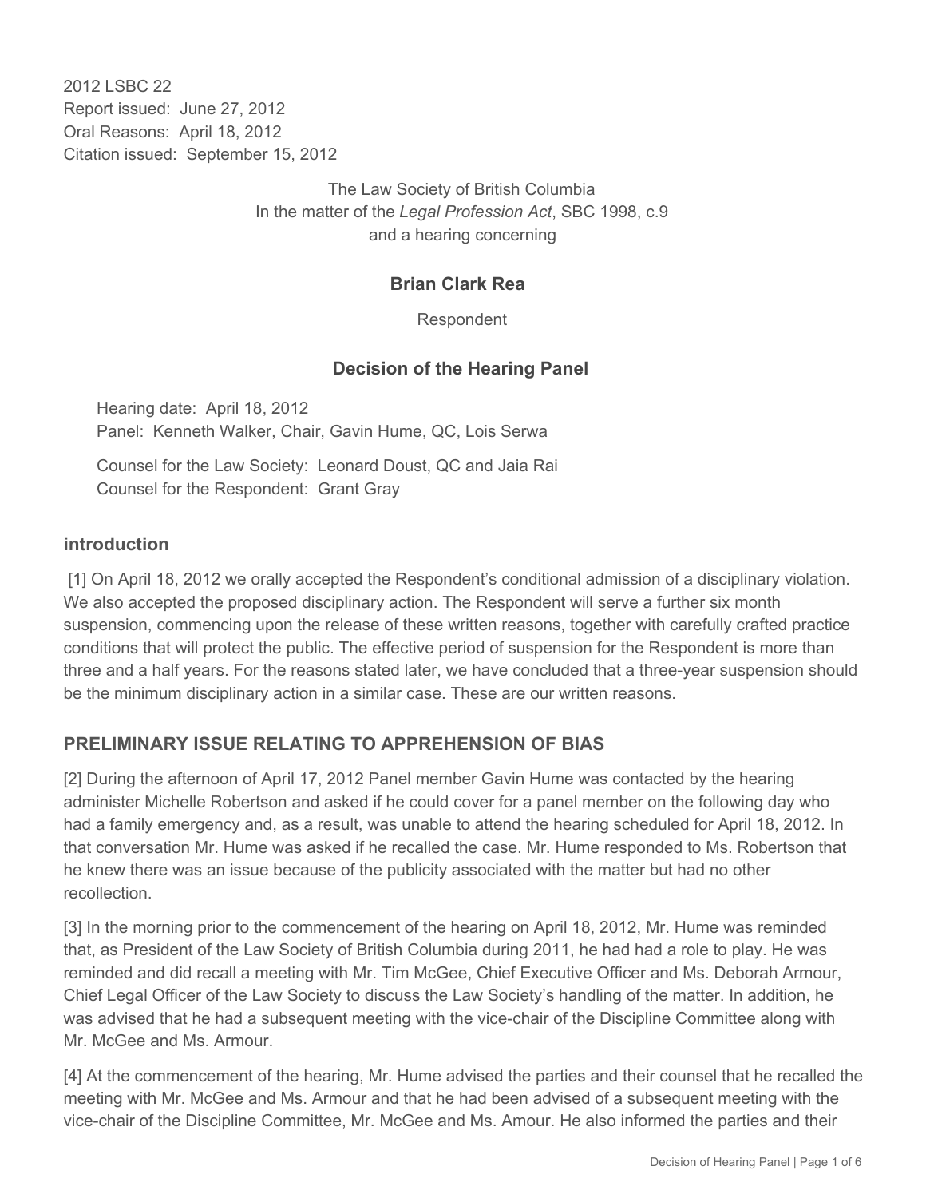2012 LSBC 22
Report issued: June 27, 2012
Oral Reasons: April 18, 2012
Citation issued: September 15, 2012

The Law Society of British Columbia
In the matter of the *Legal Profession Act*, SBC 1998, c.9
and a hearing concerning

**Brian Clark Rea**

Respondent

## Decision of the Hearing Panel

Hearing date: April 18, 2012
Panel: Kenneth Walker, Chair, Gavin Hume, QC, Lois Serwa

Counsel for the Law Society: Leonard Doust, QC and Jaia Rai
Counsel for the Respondent: Grant Gray

### introduction

[1] On April 18, 2012 we orally accepted the Respondent's conditional admission of a disciplinary violation. We also accepted the proposed disciplinary action. The Respondent will serve a further six month suspension, commencing upon the release of these written reasons, together with carefully crafted practice conditions that will protect the public. The effective period of suspension for the Respondent is more than three and a half years. For the reasons stated later, we have concluded that a three-year suspension should be the minimum disciplinary action in a similar case. These are our written reasons.

### PRELIMINARY ISSUE RELATING TO APPREHENSION OF BIAS

[2] During the afternoon of April 17, 2012 Panel member Gavin Hume was contacted by the hearing administer Michelle Robertson and asked if he could cover for a panel member on the following day who had a family emergency and, as a result, was unable to attend the hearing scheduled for April 18, 2012. In that conversation Mr. Hume was asked if he recalled the case. Mr. Hume responded to Ms. Robertson that he knew there was an issue because of the publicity associated with the matter but had no other recollection.

[3] In the morning prior to the commencement of the hearing on April 18, 2012, Mr. Hume was reminded that, as President of the Law Society of British Columbia during 2011, he had had a role to play. He was reminded and did recall a meeting with Mr. Tim McGee, Chief Executive Officer and Ms. Deborah Armour, Chief Legal Officer of the Law Society to discuss the Law Society's handling of the matter. In addition, he was advised that he had a subsequent meeting with the vice-chair of the Discipline Committee along with Mr. McGee and Ms. Armour.

[4] At the commencement of the hearing, Mr. Hume advised the parties and their counsel that he recalled the meeting with Mr. McGee and Ms. Armour and that he had been advised of a subsequent meeting with the vice-chair of the Discipline Committee, Mr. McGee and Ms. Amour. He also informed the parties and their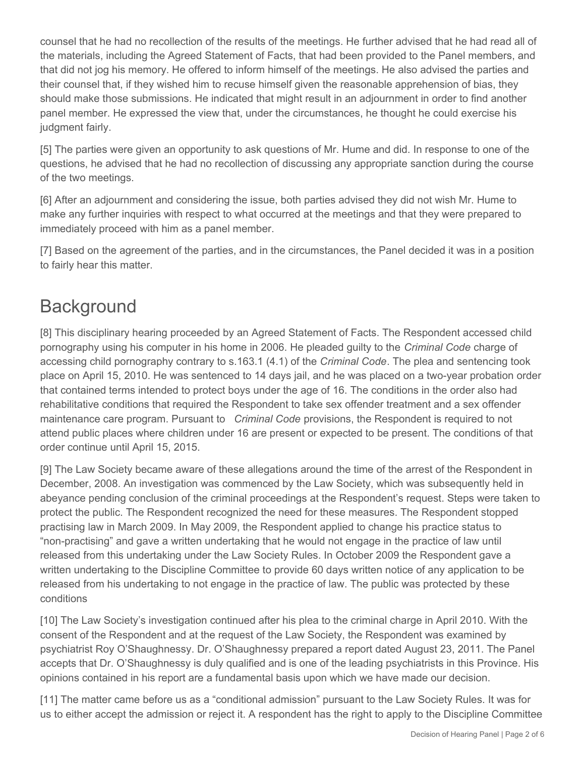counsel that he had no recollection of the results of the meetings. He further advised that he had read all of the materials, including the Agreed Statement of Facts, that had been provided to the Panel members, and that did not jog his memory. He offered to inform himself of the meetings. He also advised the parties and their counsel that, if they wished him to recuse himself given the reasonable apprehension of bias, they should make those submissions. He indicated that might result in an adjournment in order to find another panel member. He expressed the view that, under the circumstances, he thought he could exercise his judgment fairly.

[5] The parties were given an opportunity to ask questions of Mr. Hume and did. In response to one of the questions, he advised that he had no recollection of discussing any appropriate sanction during the course of the two meetings.

[6] After an adjournment and considering the issue, both parties advised they did not wish Mr. Hume to make any further inquiries with respect to what occurred at the meetings and that they were prepared to immediately proceed with him as a panel member.

[7] Based on the agreement of the parties, and in the circumstances, the Panel decided it was in a position to fairly hear this matter.

## Background

[8] This disciplinary hearing proceeded by an Agreed Statement of Facts. The Respondent accessed child pornography using his computer in his home in 2006. He pleaded guilty to the *Criminal Code* charge of accessing child pornography contrary to s.163.1 (4.1) of the *Criminal Code*. The plea and sentencing took place on April 15, 2010. He was sentenced to 14 days jail, and he was placed on a two-year probation order that contained terms intended to protect boys under the age of 16. The conditions in the order also had rehabilitative conditions that required the Respondent to take sex offender treatment and a sex offender maintenance care program. Pursuant to *Criminal Code* provisions, the Respondent is required to not attend public places where children under 16 are present or expected to be present. The conditions of that order continue until April 15, 2015.

[9] The Law Society became aware of these allegations around the time of the arrest of the Respondent in December, 2008. An investigation was commenced by the Law Society, which was subsequently held in abeyance pending conclusion of the criminal proceedings at the Respondent's request. Steps were taken to protect the public. The Respondent recognized the need for these measures. The Respondent stopped practising law in March 2009. In May 2009, the Respondent applied to change his practice status to "non-practising" and gave a written undertaking that he would not engage in the practice of law until released from this undertaking under the Law Society Rules. In October 2009 the Respondent gave a written undertaking to the Discipline Committee to provide 60 days written notice of any application to be released from his undertaking to not engage in the practice of law. The public was protected by these conditions

[10] The Law Society's investigation continued after his plea to the criminal charge in April 2010. With the consent of the Respondent and at the request of the Law Society, the Respondent was examined by psychiatrist Roy O'Shaughnessy. Dr. O'Shaughnessy prepared a report dated August 23, 2011. The Panel accepts that Dr. O'Shaughnessy is duly qualified and is one of the leading psychiatrists in this Province. His opinions contained in his report are a fundamental basis upon which we have made our decision.

[11] The matter came before us as a "conditional admission" pursuant to the Law Society Rules. It was for us to either accept the admission or reject it. A respondent has the right to apply to the Discipline Committee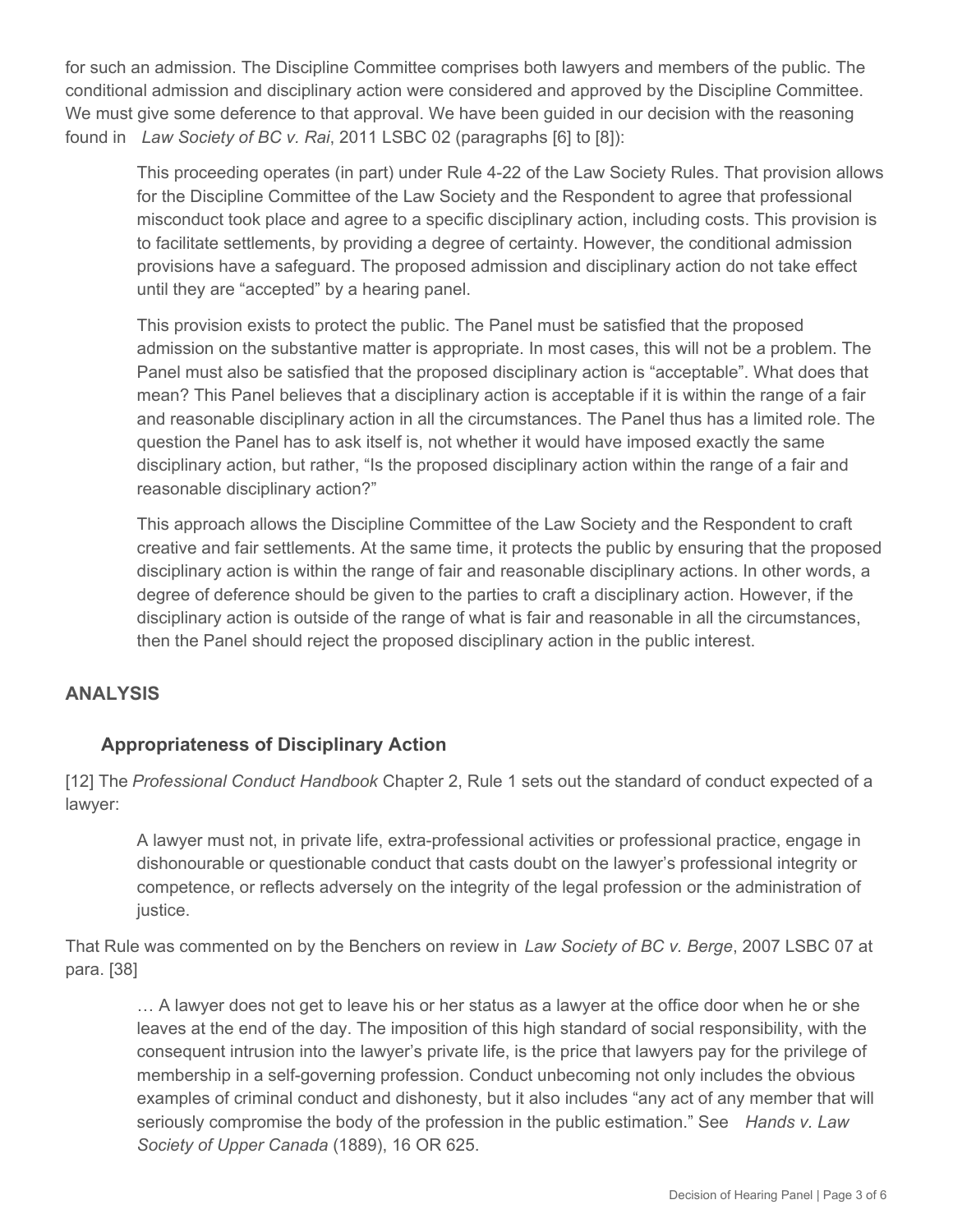for such an admission. The Discipline Committee comprises both lawyers and members of the public. The conditional admission and disciplinary action were considered and approved by the Discipline Committee. We must give some deference to that approval. We have been guided in our decision with the reasoning found in *Law Society of BC v. Rai*, 2011 LSBC 02 (paragraphs [6] to [8]):

> This proceeding operates (in part) under Rule 4-22 of the Law Society Rules. That provision allows for the Discipline Committee of the Law Society and the Respondent to agree that professional misconduct took place and agree to a specific disciplinary action, including costs. This provision is to facilitate settlements, by providing a degree of certainty. However, the conditional admission provisions have a safeguard. The proposed admission and disciplinary action do not take effect until they are "accepted" by a hearing panel.
>
> This provision exists to protect the public. The Panel must be satisfied that the proposed admission on the substantive matter is appropriate. In most cases, this will not be a problem. The Panel must also be satisfied that the proposed disciplinary action is "acceptable". What does that mean? This Panel believes that a disciplinary action is acceptable if it is within the range of a fair and reasonable disciplinary action in all the circumstances. The Panel thus has a limited role. The question the Panel has to ask itself is, not whether it would have imposed exactly the same disciplinary action, but rather, "Is the proposed disciplinary action within the range of a fair and reasonable disciplinary action?"
>
> This approach allows the Discipline Committee of the Law Society and the Respondent to craft creative and fair settlements. At the same time, it protects the public by ensuring that the proposed disciplinary action is within the range of fair and reasonable disciplinary actions. In other words, a degree of deference should be given to the parties to craft a disciplinary action. However, if the disciplinary action is outside of the range of what is fair and reasonable in all the circumstances, then the Panel should reject the proposed disciplinary action in the public interest.

## ANALYSIS

### Appropriateness of Disciplinary Action

[12] The *Professional Conduct Handbook* Chapter 2, Rule 1 sets out the standard of conduct expected of a lawyer:

> A lawyer must not, in private life, extra-professional activities or professional practice, engage in dishonourable or questionable conduct that casts doubt on the lawyer's professional integrity or competence, or reflects adversely on the integrity of the legal profession or the administration of justice.

That Rule was commented on by the Benchers on review in *Law Society of BC v. Berge*, 2007 LSBC 07 at para. [38]

> … A lawyer does not get to leave his or her status as a lawyer at the office door when he or she leaves at the end of the day. The imposition of this high standard of social responsibility, with the consequent intrusion into the lawyer's private life, is the price that lawyers pay for the privilege of membership in a self-governing profession. Conduct unbecoming not only includes the obvious examples of criminal conduct and dishonesty, but it also includes "any act of any member that will seriously compromise the body of the profession in the public estimation." See *Hands v. Law Society of Upper Canada* (1889), 16 OR 625.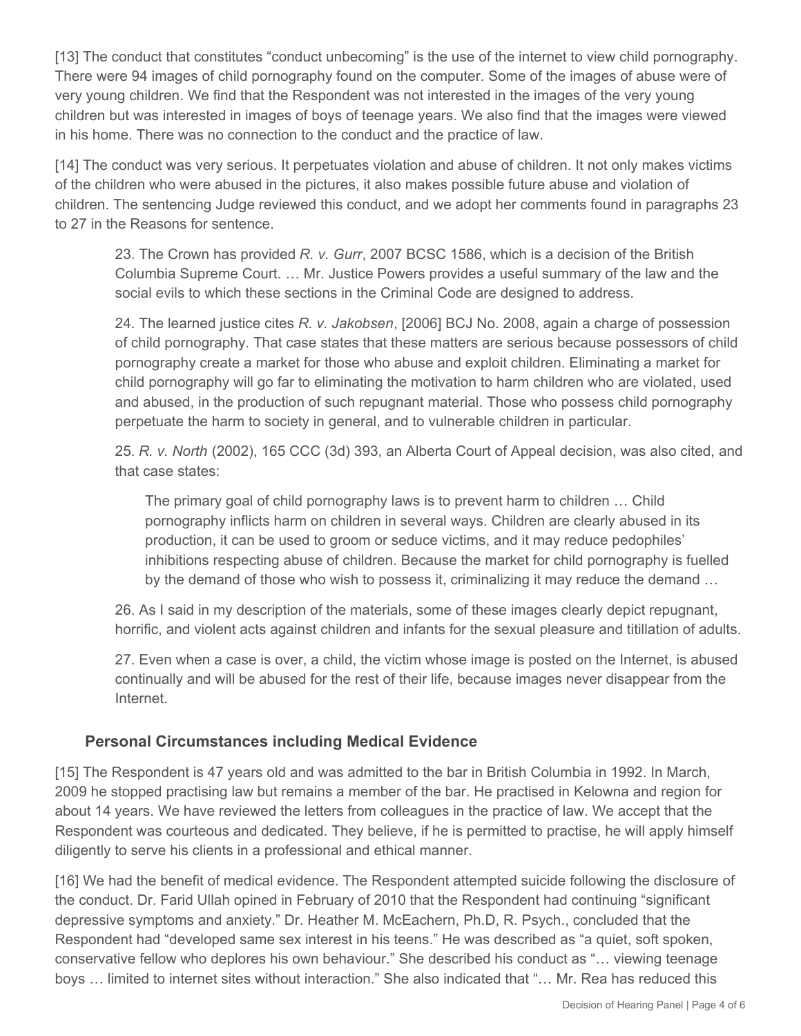[13] The conduct that constitutes "conduct unbecoming" is the use of the internet to view child pornography. There were 94 images of child pornography found on the computer. Some of the images of abuse were of very young children. We find that the Respondent was not interested in the images of the very young children but was interested in images of boys of teenage years. We also find that the images were viewed in his home. There was no connection to the conduct and the practice of law.

[14] The conduct was very serious. It perpetuates violation and abuse of children. It not only makes victims of the children who were abused in the pictures, it also makes possible future abuse and violation of children. The sentencing Judge reviewed this conduct, and we adopt her comments found in paragraphs 23 to 27 in the Reasons for sentence.

> 23. The Crown has provided *R. v. Gurr*, 2007 BCSC 1586, which is a decision of the British Columbia Supreme Court. … Mr. Justice Powers provides a useful summary of the law and the social evils to which these sections in the Criminal Code are designed to address.
>
> 24. The learned justice cites *R. v. Jakobsen*, [2006] BCJ No. 2008, again a charge of possession of child pornography. That case states that these matters are serious because possessors of child pornography create a market for those who abuse and exploit children. Eliminating a market for child pornography will go far to eliminating the motivation to harm children who are violated, used and abused, in the production of such repugnant material. Those who possess child pornography perpetuate the harm to society in general, and to vulnerable children in particular.
>
> 25. *R. v. North* (2002), 165 CCC (3d) 393, an Alberta Court of Appeal decision, was also cited, and that case states:
>
> > The primary goal of child pornography laws is to prevent harm to children … Child pornography inflicts harm on children in several ways. Children are clearly abused in its production, it can be used to groom or seduce victims, and it may reduce pedophiles' inhibitions respecting abuse of children. Because the market for child pornography is fuelled by the demand of those who wish to possess it, criminalizing it may reduce the demand …
>
> 26. As I said in my description of the materials, some of these images clearly depict repugnant, horrific, and violent acts against children and infants for the sexual pleasure and titillation of adults.
>
> 27. Even when a case is over, a child, the victim whose image is posted on the Internet, is abused continually and will be abused for the rest of their life, because images never disappear from the Internet.

### Personal Circumstances including Medical Evidence

[15] The Respondent is 47 years old and was admitted to the bar in British Columbia in 1992. In March, 2009 he stopped practising law but remains a member of the bar. He practised in Kelowna and region for about 14 years. We have reviewed the letters from colleagues in the practice of law. We accept that the Respondent was courteous and dedicated. They believe, if he is permitted to practise, he will apply himself diligently to serve his clients in a professional and ethical manner.

[16] We had the benefit of medical evidence. The Respondent attempted suicide following the disclosure of the conduct. Dr. Farid Ullah opined in February of 2010 that the Respondent had continuing "significant depressive symptoms and anxiety." Dr. Heather M. McEachern, Ph.D, R. Psych., concluded that the Respondent had "developed same sex interest in his teens." He was described as "a quiet, soft spoken, conservative fellow who deplores his own behaviour." She described his conduct as "… viewing teenage boys … limited to internet sites without interaction." She also indicated that "… Mr. Rea has reduced this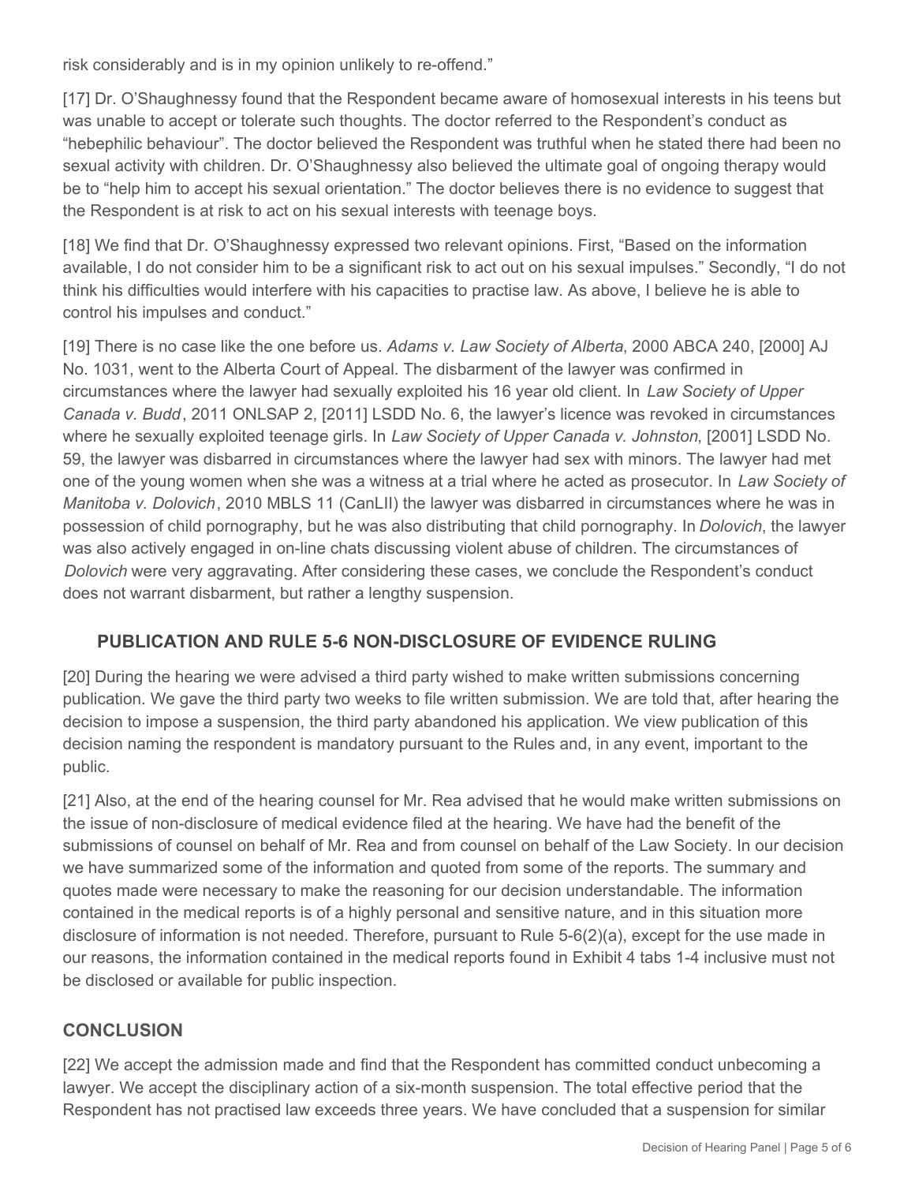risk considerably and is in my opinion unlikely to re-offend."

[17] Dr. O'Shaughnessy found that the Respondent became aware of homosexual interests in his teens but was unable to accept or tolerate such thoughts. The doctor referred to the Respondent's conduct as "hebephilic behaviour". The doctor believed the Respondent was truthful when he stated there had been no sexual activity with children. Dr. O'Shaughnessy also believed the ultimate goal of ongoing therapy would be to "help him to accept his sexual orientation." The doctor believes there is no evidence to suggest that the Respondent is at risk to act on his sexual interests with teenage boys.

[18] We find that Dr. O'Shaughnessy expressed two relevant opinions. First, "Based on the information available, I do not consider him to be a significant risk to act out on his sexual impulses." Secondly, "I do not think his difficulties would interfere with his capacities to practise law. As above, I believe he is able to control his impulses and conduct."

[19] There is no case like the one before us. *Adams v. Law Society of Alberta*, 2000 ABCA 240, [2000] AJ No. 1031, went to the Alberta Court of Appeal. The disbarment of the lawyer was confirmed in circumstances where the lawyer had sexually exploited his 16 year old client. In *Law Society of Upper Canada v. Budd*, 2011 ONLSAP 2, [2011] LSDD No. 6, the lawyer's licence was revoked in circumstances where he sexually exploited teenage girls. In *Law Society of Upper Canada v. Johnston*, [2001] LSDD No. 59, the lawyer was disbarred in circumstances where the lawyer had sex with minors. The lawyer had met one of the young women when she was a witness at a trial where he acted as prosecutor. In *Law Society of Manitoba v. Dolovich*, 2010 MBLS 11 (CanLII) the lawyer was disbarred in circumstances where he was in possession of child pornography, but he was also distributing that child pornography. In *Dolovich*, the lawyer was also actively engaged in on-line chats discussing violent abuse of children. The circumstances of *Dolovich* were very aggravating. After considering these cases, we conclude the Respondent's conduct does not warrant disbarment, but rather a lengthy suspension.

## PUBLICATION AND RULE 5-6 NON-DISCLOSURE OF EVIDENCE RULING

[20] During the hearing we were advised a third party wished to make written submissions concerning publication. We gave the third party two weeks to file written submission. We are told that, after hearing the decision to impose a suspension, the third party abandoned his application. We view publication of this decision naming the respondent is mandatory pursuant to the Rules and, in any event, important to the public.

[21] Also, at the end of the hearing counsel for Mr. Rea advised that he would make written submissions on the issue of non-disclosure of medical evidence filed at the hearing. We have had the benefit of the submissions of counsel on behalf of Mr. Rea and from counsel on behalf of the Law Society. In our decision we have summarized some of the information and quoted from some of the reports. The summary and quotes made were necessary to make the reasoning for our decision understandable. The information contained in the medical reports is of a highly personal and sensitive nature, and in this situation more disclosure of information is not needed. Therefore, pursuant to Rule 5-6(2)(a), except for the use made in our reasons, the information contained in the medical reports found in Exhibit 4 tabs 1-4 inclusive must not be disclosed or available for public inspection.

## CONCLUSION

[22] We accept the admission made and find that the Respondent has committed conduct unbecoming a lawyer. We accept the disciplinary action of a six-month suspension. The total effective period that the Respondent has not practised law exceeds three years. We have concluded that a suspension for similar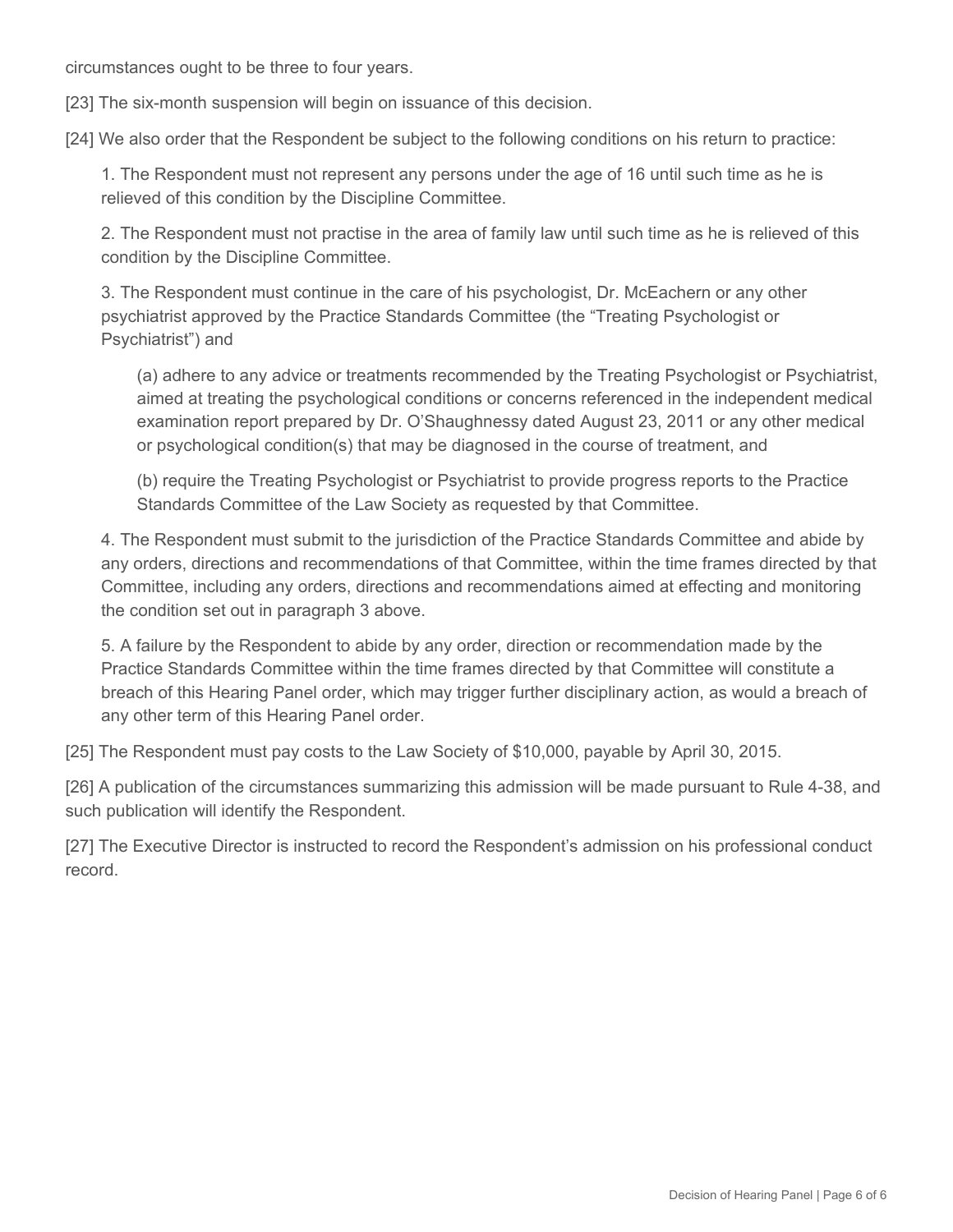circumstances ought to be three to four years.

[23] The six-month suspension will begin on issuance of this decision.

[24] We also order that the Respondent be subject to the following conditions on his return to practice:

1. The Respondent must not represent any persons under the age of 16 until such time as he is relieved of this condition by the Discipline Committee.

2. The Respondent must not practise in the area of family law until such time as he is relieved of this condition by the Discipline Committee.

3. The Respondent must continue in the care of his psychologist, Dr. McEachern or any other psychiatrist approved by the Practice Standards Committee (the "Treating Psychologist or Psychiatrist") and

   (a) adhere to any advice or treatments recommended by the Treating Psychologist or Psychiatrist, aimed at treating the psychological conditions or concerns referenced in the independent medical examination report prepared by Dr. O'Shaughnessy dated August 23, 2011 or any other medical or psychological condition(s) that may be diagnosed in the course of treatment, and

   (b) require the Treating Psychologist or Psychiatrist to provide progress reports to the Practice Standards Committee of the Law Society as requested by that Committee.

4. The Respondent must submit to the jurisdiction of the Practice Standards Committee and abide by any orders, directions and recommendations of that Committee, within the time frames directed by that Committee, including any orders, directions and recommendations aimed at effecting and monitoring the condition set out in paragraph 3 above.

5. A failure by the Respondent to abide by any order, direction or recommendation made by the Practice Standards Committee within the time frames directed by that Committee will constitute a breach of this Hearing Panel order, which may trigger further disciplinary action, as would a breach of any other term of this Hearing Panel order.

[25] The Respondent must pay costs to the Law Society of $10,000, payable by April 30, 2015.

[26] A publication of the circumstances summarizing this admission will be made pursuant to Rule 4-38, and such publication will identify the Respondent.

[27] The Executive Director is instructed to record the Respondent's admission on his professional conduct record.